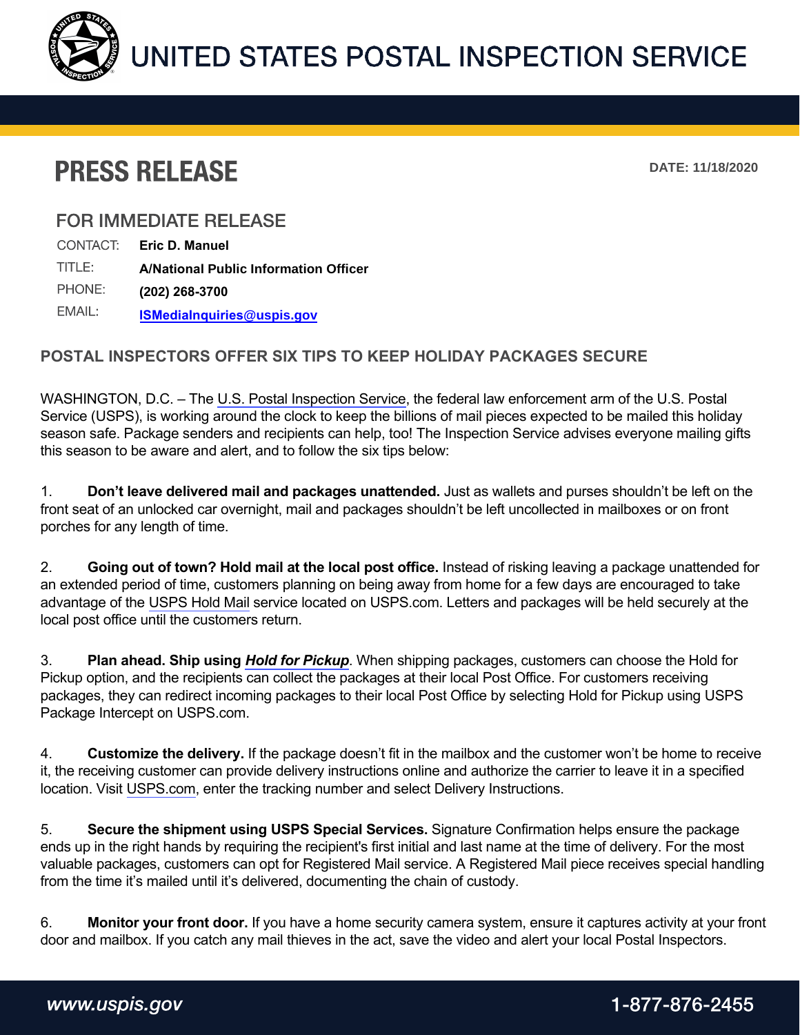# UNITED STATES POSTAL INSPECTION SERVICE

## PRESS RELEASE

**DATE: 11/18/2020**

### FOR IMMEDIATE RELEASE

| | |
|---|---|
| CONTACT: | **Eric D. Manuel** |
| TITLE: | **A/National Public Information Officer** |
| PHONE: | **(202) 268-3700** |
| EMAIL: | **ISMediaInquiries@uspis.gov** |

### POSTAL INSPECTORS OFFER SIX TIPS TO KEEP HOLIDAY PACKAGES SECURE

WASHINGTON, D.C. – The U.S. Postal Inspection Service, the federal law enforcement arm of the U.S. Postal Service (USPS), is working around the clock to keep the billions of mail pieces expected to be mailed this holiday season safe. Package senders and recipients can help, too! The Inspection Service advises everyone mailing gifts this season to be aware and alert, and to follow the six tips below:

1. **Don't leave delivered mail and packages unattended.** Just as wallets and purses shouldn't be left on the front seat of an unlocked car overnight, mail and packages shouldn't be left uncollected in mailboxes or on front porches for any length of time.

2. **Going out of town? Hold mail at the local post office.** Instead of risking leaving a package unattended for an extended period of time, customers planning on being away from home for a few days are encouraged to take advantage of the USPS Hold Mail service located on USPS.com. Letters and packages will be held securely at the local post office until the customers return.

3. **Plan ahead. Ship using *Hold for Pickup*.** When shipping packages, customers can choose the Hold for Pickup option, and the recipients can collect the packages at their local Post Office. For customers receiving packages, they can redirect incoming packages to their local Post Office by selecting Hold for Pickup using USPS Package Intercept on USPS.com.

4. **Customize the delivery.** If the package doesn't fit in the mailbox and the customer won't be home to receive it, the receiving customer can provide delivery instructions online and authorize the carrier to leave it in a specified location. Visit USPS.com, enter the tracking number and select Delivery Instructions.

5. **Secure the shipment using USPS Special Services.** Signature Confirmation helps ensure the package ends up in the right hands by requiring the recipient's first initial and last name at the time of delivery. For the most valuable packages, customers can opt for Registered Mail service. A Registered Mail piece receives special handling from the time it's mailed until it's delivered, documenting the chain of custody.

6. **Monitor your front door.** If you have a home security camera system, ensure it captures activity at your front door and mailbox. If you catch any mail thieves in the act, save the video and alert your local Postal Inspectors.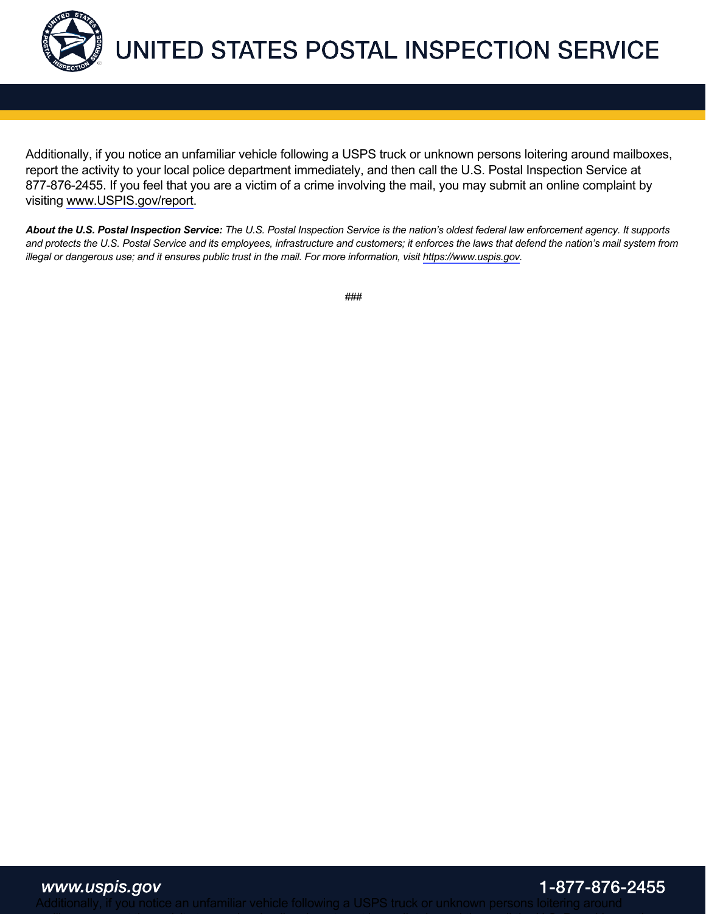Additionally, if you notice an unfamiliar vehicle following a USPS truck or unknown persons loitering around mailboxes, report the activity to your local police department immediately, and then call the U.S. Postal Inspection Service at 877-876-2455. If you feel that you are a victim of a crime involving the mail, you may submit an online complaint by visiting www.USPIS.gov/report.

***About the U.S. Postal Inspection Service:*** *The U.S. Postal Inspection Service is the nation's oldest federal law enforcement agency. It supports and protects the U.S. Postal Service and its employees, infrastructure and customers; it enforces the laws that defend the nation's mail system from illegal or dangerous use; and it ensures public trust in the mail. For more information, visit https://www.uspis.gov.*

###